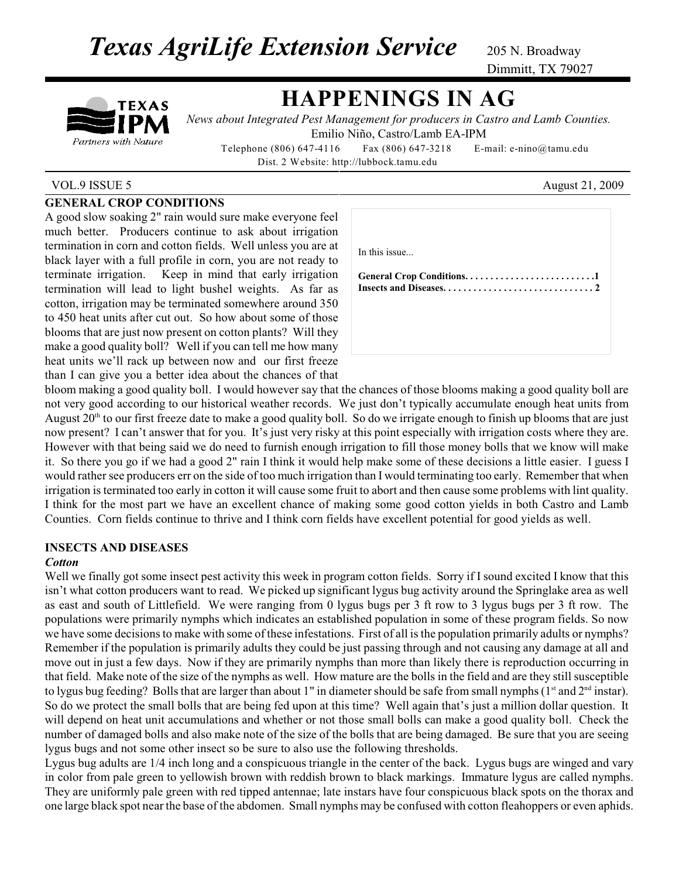# *Texas AgriLife Extension Service*

205 N. Broadway
Dimmitt, TX 79027

TEXAS IPM
*Partners with Nature*

## HAPPENINGS IN AG

*News about Integrated Pest Management for producers in Castro and Lamb Counties.*

Emilio Niño, Castro/Lamb EA-IPM

Telephone (806) 647-4116 Fax (806) 647-3218 E-mail: e-nino@tamu.edu

Dist. 2 Website: http://lubbock.tamu.edu

VOL.9 ISSUE 5 August 21, 2009

In this issue...

**General Crop Conditions. . . . . . . . . . . . . . . . . . . . . . . . . .1**
**Insects and Diseases. . . . . . . . . . . . . . . . . . . . . . . . . . . . . 2**

### GENERAL CROP CONDITIONS

A good slow soaking 2" rain would sure make everyone feel much better. Producers continue to ask about irrigation termination in corn and cotton fields. Well unless you are at black layer with a full profile in corn, you are not ready to terminate irrigation. Keep in mind that early irrigation termination will lead to light bushel weights. As far as cotton, irrigation may be terminated somewhere around 350 to 450 heat units after cut out. So how about some of those blooms that are just now present on cotton plants? Will they make a good quality boll? Well if you can tell me how many heat units we'll rack up between now and our first freeze than I can give you a better idea about the chances of that bloom making a good quality boll. I would however say that the chances of those blooms making a good quality boll are not very good according to our historical weather records. We just don't typically accumulate enough heat units from August 20th to our first freeze date to make a good quality boll. So do we irrigate enough to finish up blooms that are just now present? I can't answer that for you. It's just very risky at this point especially with irrigation costs where they are. However with that being said we do need to furnish enough irrigation to fill those money bolls that we know will make it. So there you go if we had a good 2" rain I think it would help make some of these decisions a little easier. I guess I would rather see producers err on the side of too much irrigation than I would terminating too early. Remember that when irrigation is terminated too early in cotton it will cause some fruit to abort and then cause some problems with lint quality. I think for the most part we have an excellent chance of making some good cotton yields in both Castro and Lamb Counties. Corn fields continue to thrive and I think corn fields have excellent potential for good yields as well.

### INSECTS AND DISEASES

#### *Cotton*

Well we finally got some insect pest activity this week in program cotton fields. Sorry if I sound excited I know that this isn't what cotton producers want to read. We picked up significant lygus bug activity around the Springlake area as well as east and south of Littlefield. We were ranging from 0 lygus bugs per 3 ft row to 3 lygus bugs per 3 ft row. The populations were primarily nymphs which indicates an established population in some of these program fields. So now we have some decisions to make with some of these infestations. First of all is the population primarily adults or nymphs? Remember if the population is primarily adults they could be just passing through and not causing any damage at all and move out in just a few days. Now if they are primarily nymphs than more than likely there is reproduction occurring in that field. Make note of the size of the nymphs as well. How mature are the bolls in the field and are they still susceptible to lygus bug feeding? Bolls that are larger than about 1" in diameter should be safe from small nymphs (1st and 2nd instar). So do we protect the small bolls that are being fed upon at this time? Well again that's just a million dollar question. It will depend on heat unit accumulations and whether or not those small bolls can make a good quality boll. Check the number of damaged bolls and also make note of the size of the bolls that are being damaged. Be sure that you are seeing lygus bugs and not some other insect so be sure to also use the following thresholds.

Lygus bug adults are 1/4 inch long and a conspicuous triangle in the center of the back. Lygus bugs are winged and vary in color from pale green to yellowish brown with reddish brown to black markings. Immature lygus are called nymphs. They are uniformly pale green with red tipped antennae; late instars have four conspicuous black spots on the thorax and one large black spot near the base of the abdomen. Small nymphs may be confused with cotton fleahoppers or even aphids.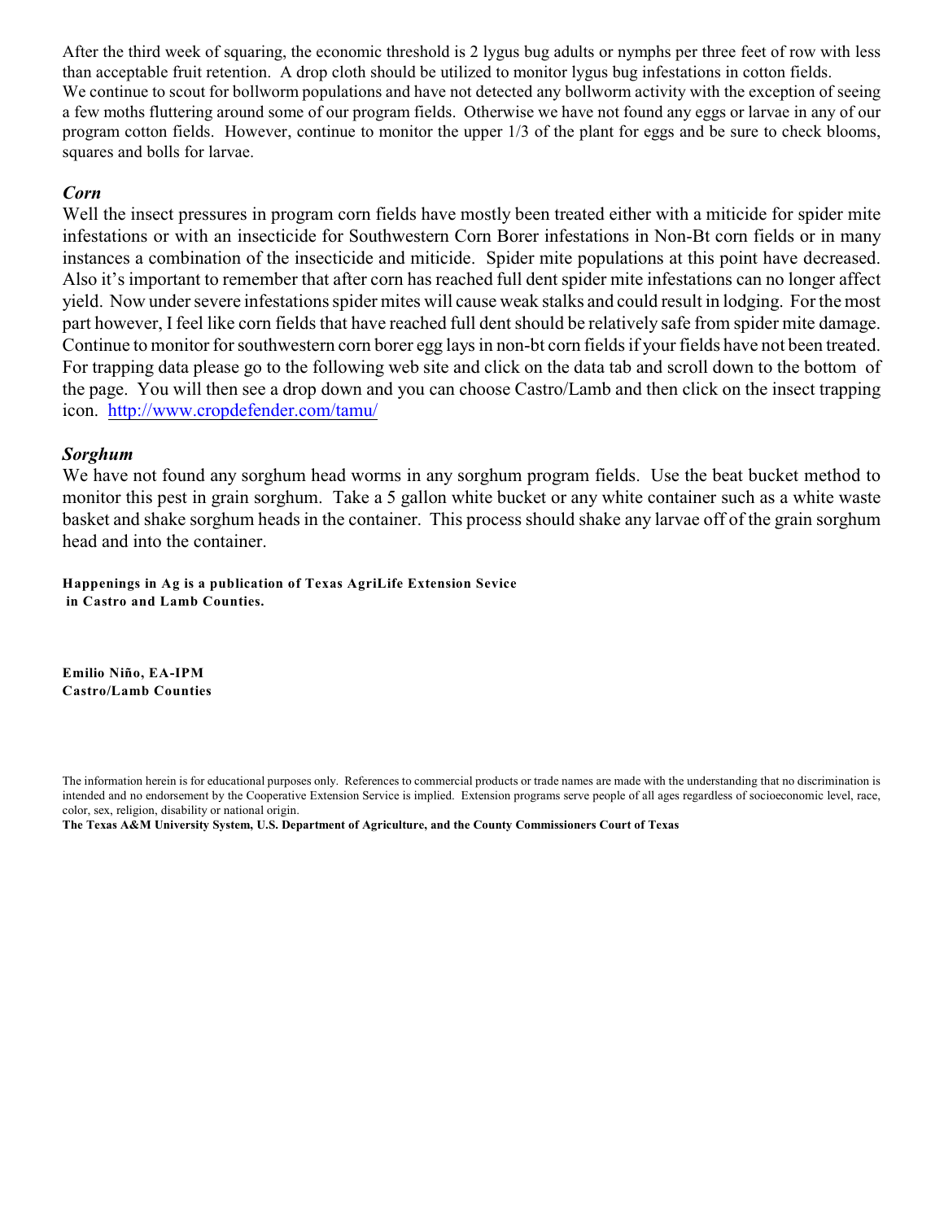After the third week of squaring, the economic threshold is 2 lygus bug adults or nymphs per three feet of row with less than acceptable fruit retention. A drop cloth should be utilized to monitor lygus bug infestations in cotton fields.
We continue to scout for bollworm populations and have not detected any bollworm activity with the exception of seeing a few moths fluttering around some of our program fields. Otherwise we have not found any eggs or larvae in any of our program cotton fields. However, continue to monitor the upper 1/3 of the plant for eggs and be sure to check blooms, squares and bolls for larvae.

### *Corn*

Well the insect pressures in program corn fields have mostly been treated either with a miticide for spider mite infestations or with an insecticide for Southwestern Corn Borer infestations in Non-Bt corn fields or in many instances a combination of the insecticide and miticide. Spider mite populations at this point have decreased. Also it's important to remember that after corn has reached full dent spider mite infestations can no longer affect yield. Now under severe infestations spider mites will cause weak stalks and could result in lodging. For the most part however, I feel like corn fields that have reached full dent should be relatively safe from spider mite damage. Continue to monitor for southwestern corn borer egg lays in non-bt corn fields if your fields have not been treated. For trapping data please go to the following web site and click on the data tab and scroll down to the bottom of the page. You will then see a drop down and you can choose Castro/Lamb and then click on the insect trapping icon. http://www.cropdefender.com/tamu/

### *Sorghum*

We have not found any sorghum head worms in any sorghum program fields. Use the beat bucket method to monitor this pest in grain sorghum. Take a 5 gallon white bucket or any white container such as a white waste basket and shake sorghum heads in the container. This process should shake any larvae off of the grain sorghum head and into the container.

**Happenings in Ag is a publication of Texas AgriLife Extension Sevice in Castro and Lamb Counties.**

**Emilio Niño, EA-IPM**
**Castro/Lamb Counties**

The information herein is for educational purposes only. References to commercial products or trade names are made with the understanding that no discrimination is intended and no endorsement by the Cooperative Extension Service is implied. Extension programs serve people of all ages regardless of socioeconomic level, race, color, sex, religion, disability or national origin.
**The Texas A&M University System, U.S. Department of Agriculture, and the County Commissioners Court of Texas**